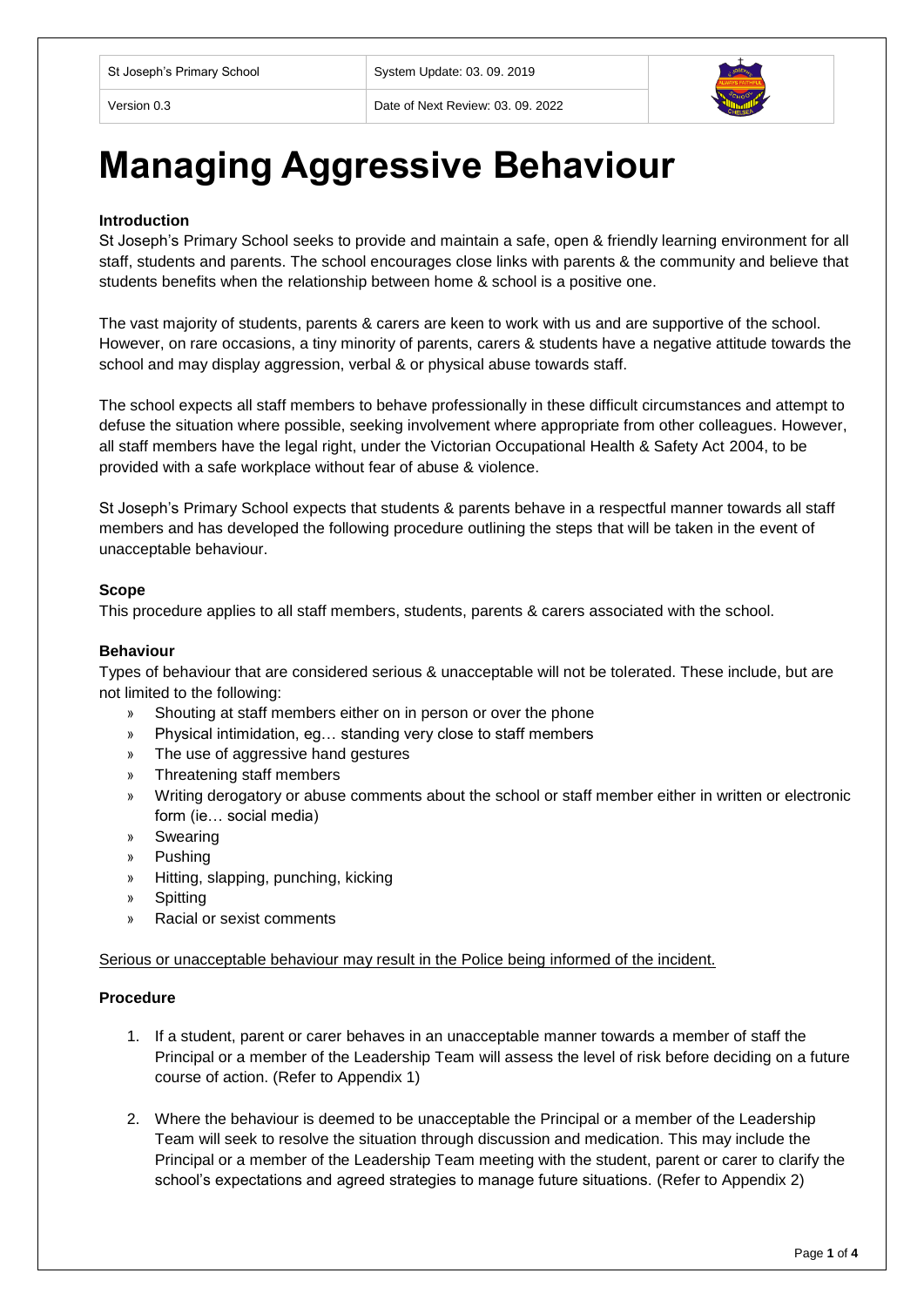| St Joseph's Primary School | System Update: 03. 09. 2019 |
| --- | --- |
| Version 0.3 | Date of Next Review: 03. 09. 2022 |

# Managing Aggressive Behaviour

### Introduction

St Joseph's Primary School seeks to provide and maintain a safe, open & friendly learning environment for all staff, students and parents. The school encourages close links with parents & the community and believe that students benefits when the relationship between home & school is a positive one.

The vast majority of students, parents & carers are keen to work with us and are supportive of the school. However, on rare occasions, a tiny minority of parents, carers & students have a negative attitude towards the school and may display aggression, verbal & or physical abuse towards staff.

The school expects all staff members to behave professionally in these difficult circumstances and attempt to defuse the situation where possible, seeking involvement where appropriate from other colleagues. However, all staff members have the legal right, under the Victorian Occupational Health & Safety Act 2004, to be provided with a safe workplace without fear of abuse & violence.

St Joseph's Primary School expects that students & parents behave in a respectful manner towards all staff members and has developed the following procedure outlining the steps that will be taken in the event of unacceptable behaviour.

### Scope

This procedure applies to all staff members, students, parents & carers associated with the school.

### Behaviour

Types of behaviour that are considered serious & unacceptable will not be tolerated. These include, but are not limited to the following:

- Shouting at staff members either on in person or over the phone
- Physical intimidation, eg… standing very close to staff members
- The use of aggressive hand gestures
- Threatening staff members
- Writing derogatory or abuse comments about the school or staff member either in written or electronic form (ie… social media)
- Swearing
- Pushing
- Hitting, slapping, punching, kicking
- Spitting
- Racial or sexist comments

<u>Serious or unacceptable behaviour may result in the Police being informed of the incident.</u>

### Procedure

1. If a student, parent or carer behaves in an unacceptable manner towards a member of staff the Principal or a member of the Leadership Team will assess the level of risk before deciding on a future course of action. (Refer to Appendix 1)

2. Where the behaviour is deemed to be unacceptable the Principal or a member of the Leadership Team will seek to resolve the situation through discussion and medication. This may include the Principal or a member of the Leadership Team meeting with the student, parent or carer to clarify the school's expectations and agreed strategies to manage future situations. (Refer to Appendix 2)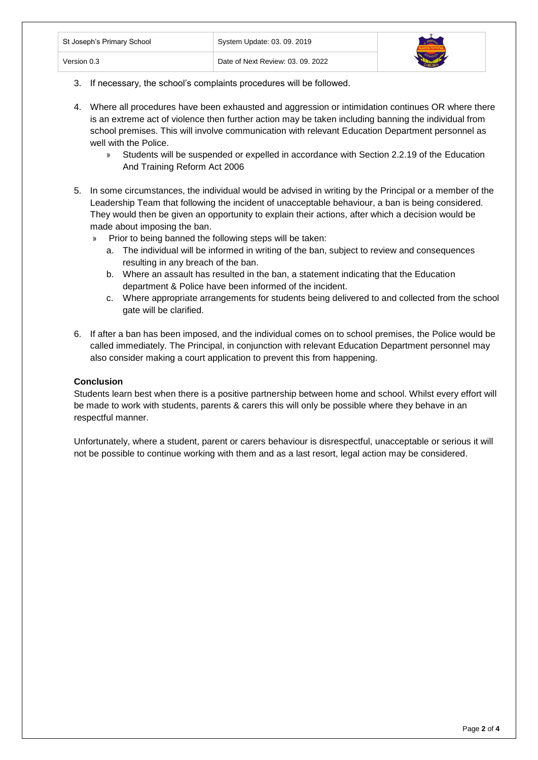3. If necessary, the school's complaints procedures will be followed.

4. Where all procedures have been exhausted and aggression or intimidation continues OR where there is an extreme act of violence then further action may be taken including banning the individual from school premises. This will involve communication with relevant Education Department personnel as well with the Police.
   - Students will be suspended or expelled in accordance with Section 2.2.19 of the Education And Training Reform Act 2006

5. In some circumstances, the individual would be advised in writing by the Principal or a member of the Leadership Team that following the incident of unacceptable behaviour, a ban is being considered. They would then be given an opportunity to explain their actions, after which a decision would be made about imposing the ban.
   - Prior to being banned the following steps will be taken:
     a. The individual will be informed in writing of the ban, subject to review and consequences resulting in any breach of the ban.
     b. Where an assault has resulted in the ban, a statement indicating that the Education department & Police have been informed of the incident.
     c. Where appropriate arrangements for students being delivered to and collected from the school gate will be clarified.

6. If after a ban has been imposed, and the individual comes on to school premises, the Police would be called immediately. The Principal, in conjunction with relevant Education Department personnel may also consider making a court application to prevent this from happening.

**Conclusion**

Students learn best when there is a positive partnership between home and school. Whilst every effort will be made to work with students, parents & carers this will only be possible where they behave in an respectful manner.

Unfortunately, where a student, parent or carers behaviour is disrespectful, unacceptable or serious it will not be possible to continue working with them and as a last resort, legal action may be considered.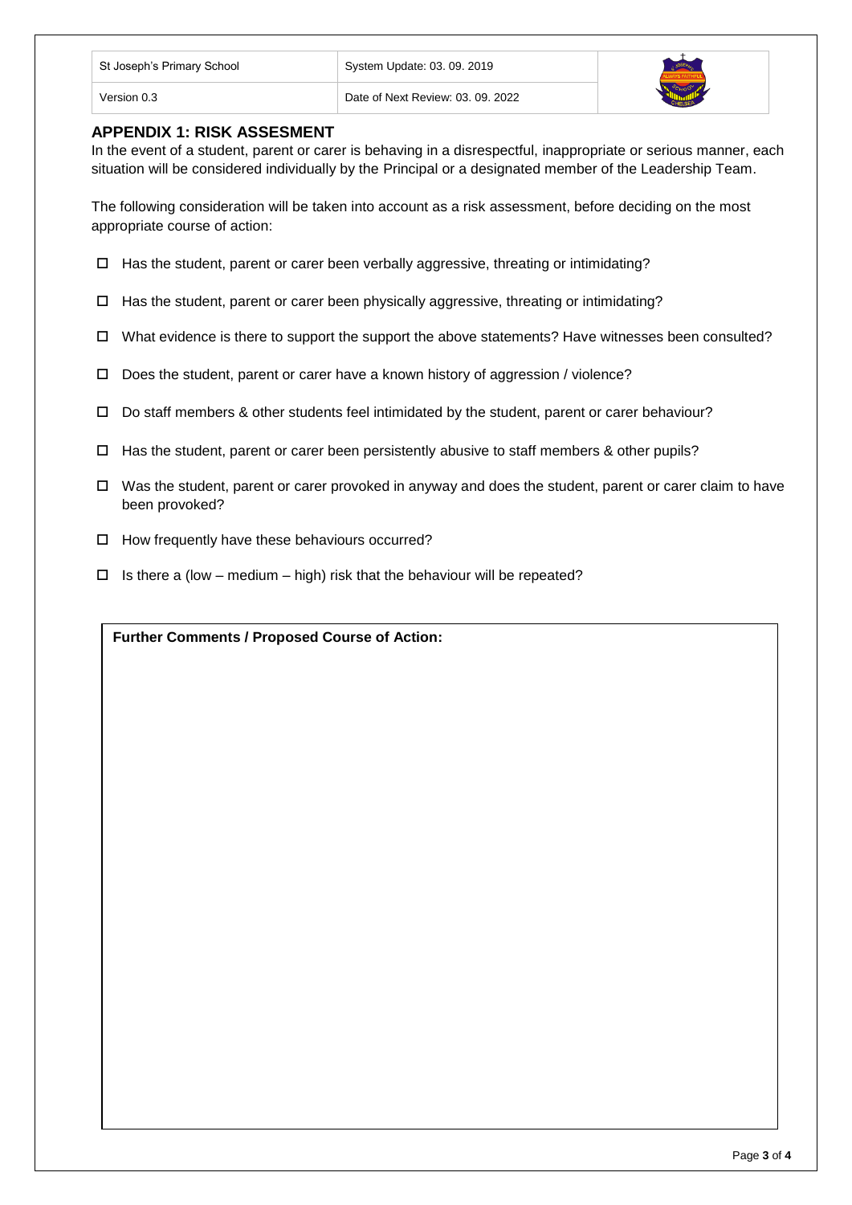| St Joseph's Primary School | System Update: 03. 09. 2019 |
| --- | --- |
| Version 0.3 | Date of Next Review: 03. 09. 2022 |

## APPENDIX 1: RISK ASSESMENT

In the event of a student, parent or carer is behaving in a disrespectful, inappropriate or serious manner, each situation will be considered individually by the Principal or a designated member of the Leadership Team.

The following consideration will be taken into account as a risk assessment, before deciding on the most appropriate course of action:

- ☐ Has the student, parent or carer been verbally aggressive, threating or intimidating?
- ☐ Has the student, parent or carer been physically aggressive, threating or intimidating?
- ☐ What evidence is there to support the support the above statements? Have witnesses been consulted?
- ☐ Does the student, parent or carer have a known history of aggression / violence?
- ☐ Do staff members & other students feel intimidated by the student, parent or carer behaviour?
- ☐ Has the student, parent or carer been persistently abusive to staff members & other pupils?
- ☐ Was the student, parent or carer provoked in anyway and does the student, parent or carer claim to have been provoked?
- ☐ How frequently have these behaviours occurred?
- ☐ Is there a (low – medium – high) risk that the behaviour will be repeated?

| **Further Comments / Proposed Course of Action:** |
| --- |
| |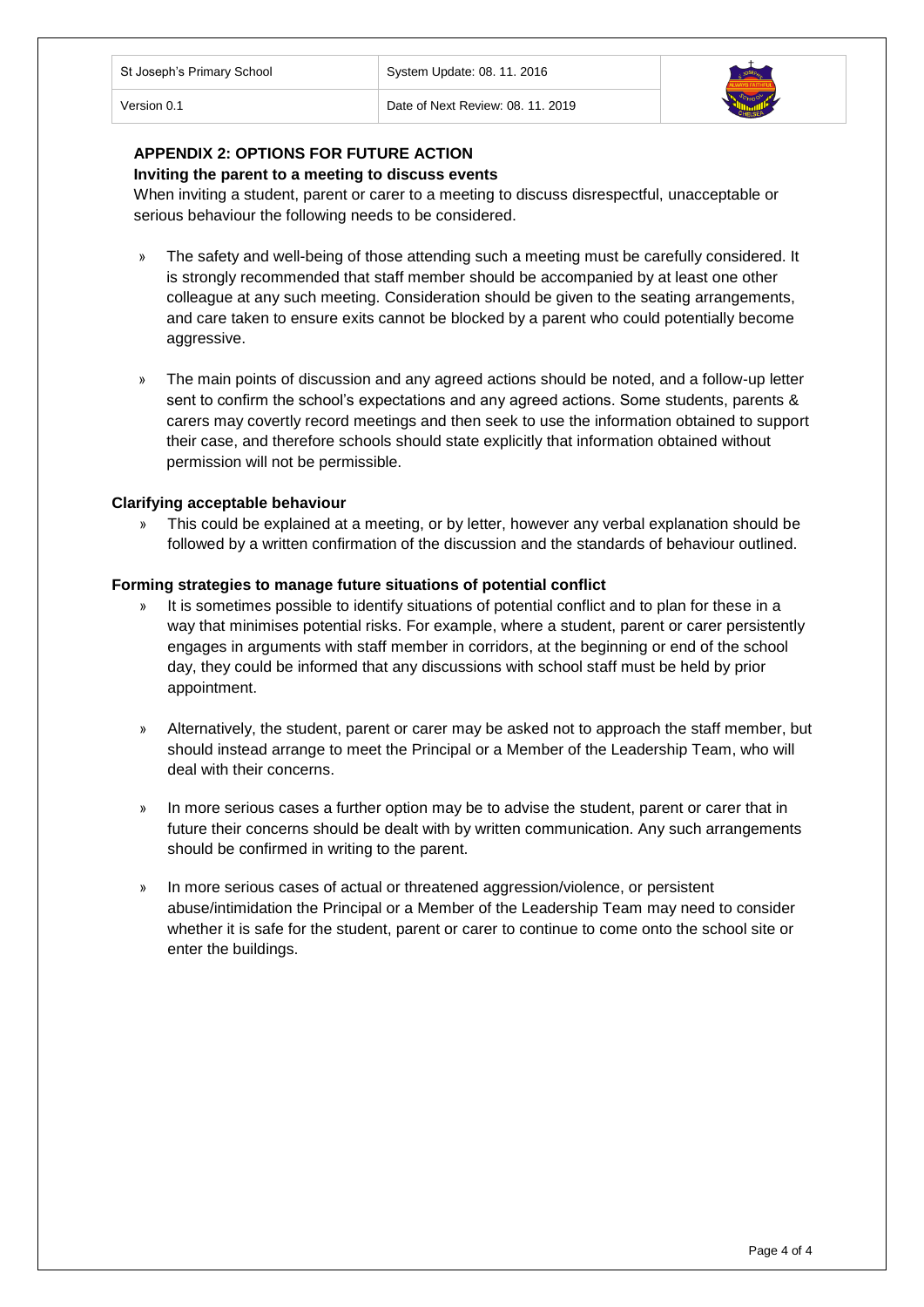## APPENDIX 2: OPTIONS FOR FUTURE ACTION

### Inviting the parent to a meeting to discuss events

When inviting a student, parent or carer to a meeting to discuss disrespectful, unacceptable or serious behaviour the following needs to be considered.

- The safety and well-being of those attending such a meeting must be carefully considered. It is strongly recommended that staff member should be accompanied by at least one other colleague at any such meeting. Consideration should be given to the seating arrangements, and care taken to ensure exits cannot be blocked by a parent who could potentially become aggressive.
- The main points of discussion and any agreed actions should be noted, and a follow-up letter sent to confirm the school's expectations and any agreed actions. Some students, parents & carers may covertly record meetings and then seek to use the information obtained to support their case, and therefore schools should state explicitly that information obtained without permission will not be permissible.

### Clarifying acceptable behaviour

- This could be explained at a meeting, or by letter, however any verbal explanation should be followed by a written confirmation of the discussion and the standards of behaviour outlined.

### Forming strategies to manage future situations of potential conflict

- It is sometimes possible to identify situations of potential conflict and to plan for these in a way that minimises potential risks. For example, where a student, parent or carer persistently engages in arguments with staff member in corridors, at the beginning or end of the school day, they could be informed that any discussions with school staff must be held by prior appointment.
- Alternatively, the student, parent or carer may be asked not to approach the staff member, but should instead arrange to meet the Principal or a Member of the Leadership Team, who will deal with their concerns.
- In more serious cases a further option may be to advise the student, parent or carer that in future their concerns should be dealt with by written communication. Any such arrangements should be confirmed in writing to the parent.
- In more serious cases of actual or threatened aggression/violence, or persistent abuse/intimidation the Principal or a Member of the Leadership Team may need to consider whether it is safe for the student, parent or carer to continue to come onto the school site or enter the buildings.